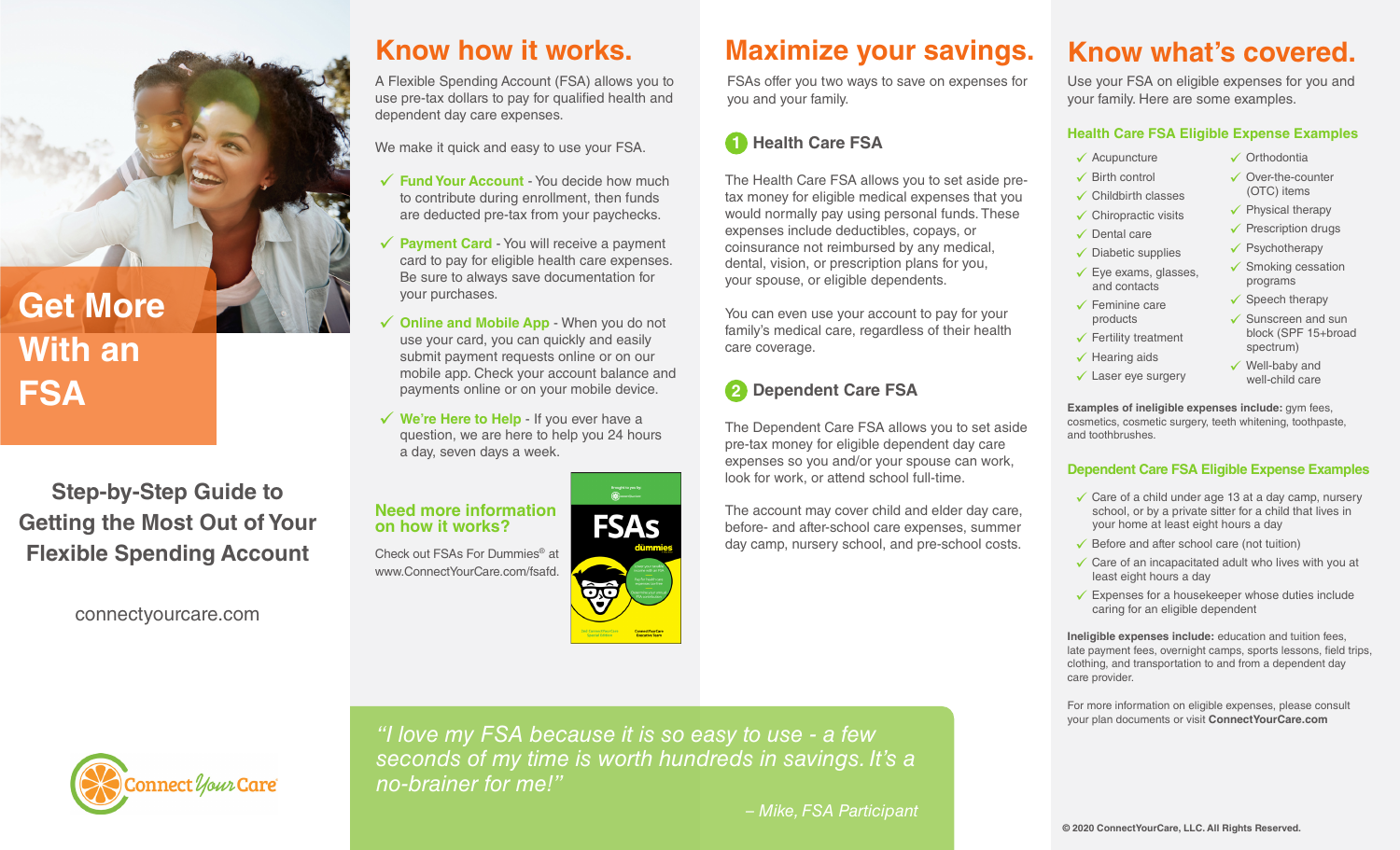# Get More With an FSA

### Step-by-Step Guide to Getting the Most Out of Your Flexible Spending Account

connectyourcare.com

ConnectYourCare

## Know how it works.

A Flexible Spending Account (FSA) allows you to use pre-tax dollars to pay for qualified health and dependent day care expenses.

We make it quick and easy to use your FSA.

- ✓ **Fund Your Account** - You decide how much to contribute during enrollment, then funds are deducted pre-tax from your paychecks.
- ✓ **Payment Card** - You will receive a payment card to pay for eligible health care expenses. Be sure to always save documentation for your purchases.
- ✓ **Online and Mobile App** - When you do not use your card, you can quickly and easily submit payment requests online or on our mobile app. Check your account balance and payments online or on your mobile device.
- ✓ **We're Here to Help** - If you ever have a question, we are here to help you 24 hours a day, seven days a week.

### Need more information on how it works?

Check out FSAs For Dummies® at www.ConnectYourCare.com/fsafd.

## Maximize your savings.

FSAs offer you two ways to save on expenses for you and your family.

### 1 Health Care FSA

The Health Care FSA allows you to set aside pre-tax money for eligible medical expenses that you would normally pay using personal funds. These expenses include deductibles, copays, or coinsurance not reimbursed by any medical, dental, vision, or prescription plans for you, your spouse, or eligible dependents.

You can even use your account to pay for your family's medical care, regardless of their health care coverage.

### 2 Dependent Care FSA

The Dependent Care FSA allows you to set aside pre-tax money for eligible dependent day care expenses so you and/or your spouse can work, look for work, or attend school full-time.

The account may cover child and elder day care, before- and after-school care expenses, summer day camp, nursery school, and pre-school costs.

*"I love my FSA because it is so easy to use - a few seconds of my time is worth hundreds in savings. It's a no-brainer for me!"*

*– Mike, FSA Participant*

## Know what's covered.

Use your FSA on eligible expenses for you and your family. Here are some examples.

### Health Care FSA Eligible Expense Examples

- ✓ Acupuncture
- ✓ Birth control
- ✓ Childbirth classes
- ✓ Chiropractic visits
- ✓ Dental care
- ✓ Diabetic supplies
- ✓ Eye exams, glasses, and contacts
- ✓ Feminine care products
- ✓ Fertility treatment
- ✓ Hearing aids
- ✓ Laser eye surgery
- ✓ Orthodontia
- ✓ Over-the-counter (OTC) items
- ✓ Physical therapy
- ✓ Prescription drugs
- ✓ Psychotherapy
- ✓ Smoking cessation programs
- ✓ Speech therapy
- ✓ Sunscreen and sun block (SPF 15+broad spectrum)
- ✓ Well-baby and well-child care

**Examples of ineligible expenses include:** gym fees, cosmetics, cosmetic surgery, teeth whitening, toothpaste, and toothbrushes.

### Dependent Care FSA Eligible Expense Examples

- ✓ Care of a child under age 13 at a day camp, nursery school, or by a private sitter for a child that lives in your home at least eight hours a day
- ✓ Before and after school care (not tuition)
- ✓ Care of an incapacitated adult who lives with you at least eight hours a day
- ✓ Expenses for a housekeeper whose duties include caring for an eligible dependent

**Ineligible expenses include:** education and tuition fees, late payment fees, overnight camps, sports lessons, field trips, clothing, and transportation to and from a dependent day care provider.

For more information on eligible expenses, please consult your plan documents or visit **ConnectYourCare.com**

**© 2020 ConnectYourCare, LLC. All Rights Reserved.**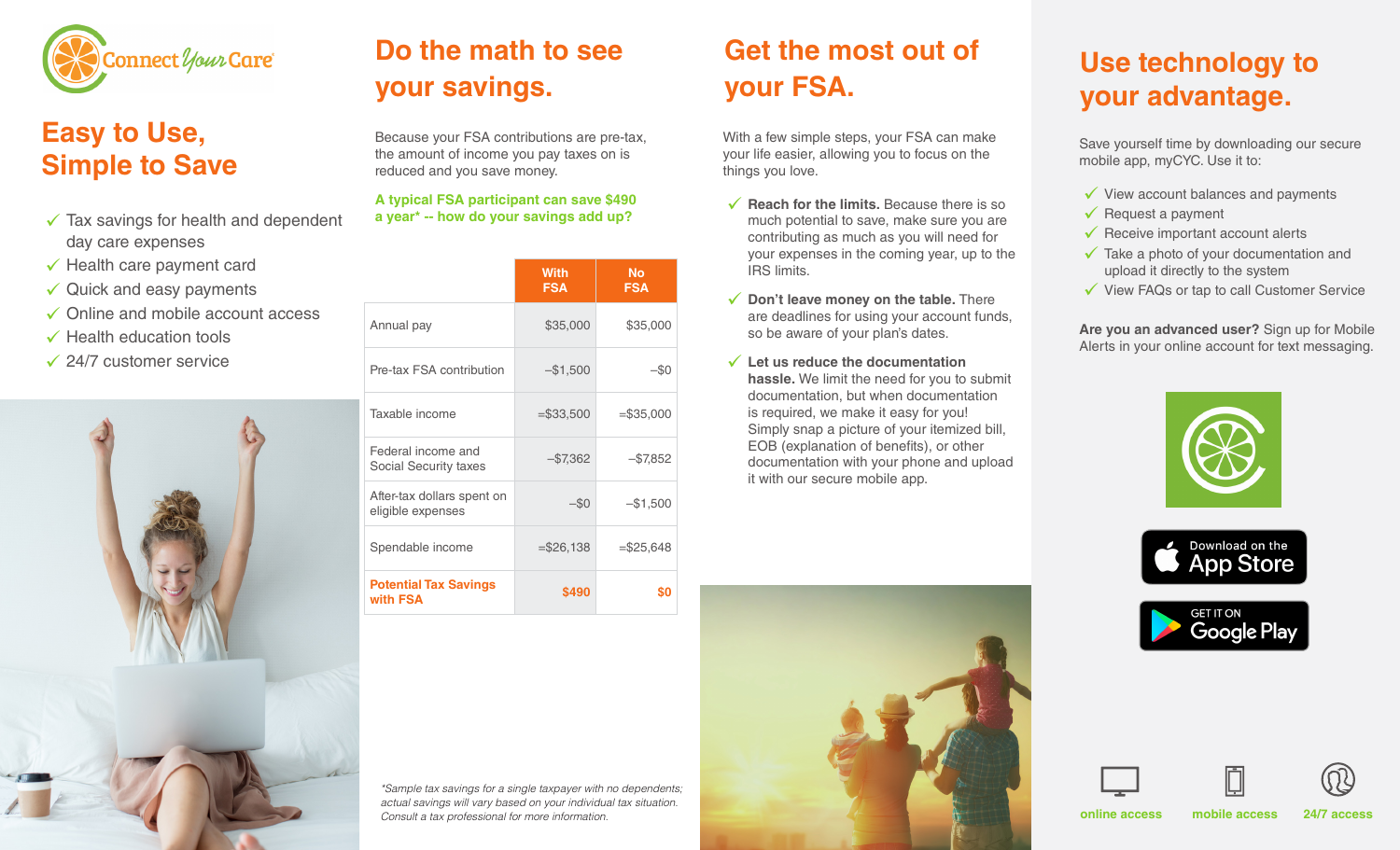ConnectYourCare

## Easy to Use, Simple to Save

- ✓ Tax savings for health and dependent day care expenses
- ✓ Health care payment card
- ✓ Quick and easy payments
- ✓ Online and mobile account access
- ✓ Health education tools
- ✓ 24/7 customer service

## Do the math to see your savings.

Because your FSA contributions are pre-tax, the amount of income you pay taxes on is reduced and you save money.

**A typical FSA participant can save $490 a year* -- how do your savings add up?**

| | With FSA | No FSA |
|---|---|---|
| Annual pay | $35,000 | $35,000 |
| Pre-tax FSA contribution | –$1,500 | –$0 |
| Taxable income | =$33,500 | =$35,000 |
| Federal income and Social Security taxes | –$7,362 | –$7,852 |
| After-tax dollars spent on eligible expenses | –$0 | –$1,500 |
| Spendable income | =$26,138 | =$25,648 |
| **Potential Tax Savings with FSA** | **$490** | **$0** |

*\*Sample tax savings for a single taxpayer with no dependents; actual savings will vary based on your individual tax situation. Consult a tax professional for more information.*

## Get the most out of your FSA.

With a few simple steps, your FSA can make your life easier, allowing you to focus on the things you love.

- ✓ **Reach for the limits.** Because there is so much potential to save, make sure you are contributing as much as you will need for your expenses in the coming year, up to the IRS limits.
- ✓ **Don't leave money on the table.** There are deadlines for using your account funds, so be aware of your plan's dates.
- ✓ **Let us reduce the documentation hassle.** We limit the need for you to submit documentation, but when documentation is required, we make it easy for you! Simply snap a picture of your itemized bill, EOB (explanation of benefits), or other documentation with your phone and upload it with our secure mobile app.

## Use technology to your advantage.

Save yourself time by downloading our secure mobile app, myCYC. Use it to:

- ✓ View account balances and payments
- ✓ Request a payment
- ✓ Receive important account alerts
- ✓ Take a photo of your documentation and upload it directly to the system
- ✓ View FAQs or tap to call Customer Service

**Are you an advanced user?** Sign up for Mobile Alerts in your online account for text messaging.

Download on the App Store

GET IT ON Google Play

online access　mobile access　24/7 access